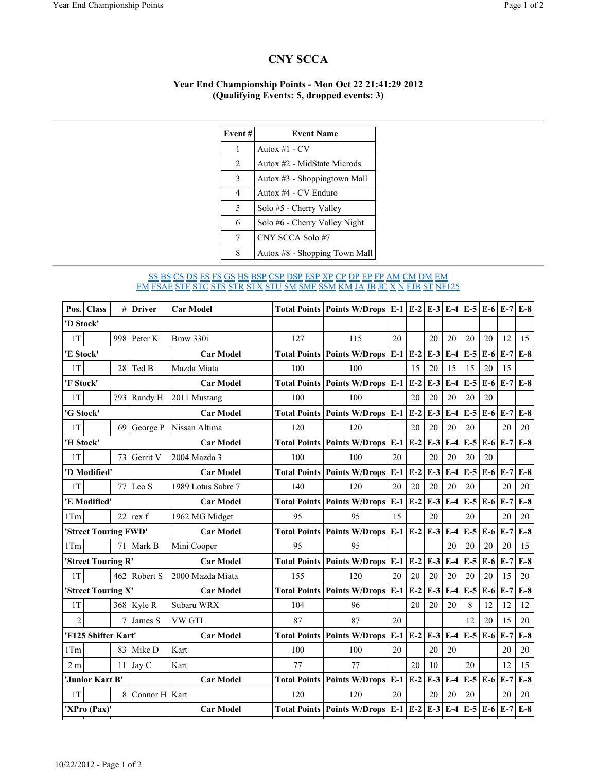# CNY SCCA

### Year End Championship Points - Mon Oct 22 21:41:29 2012
### (Qualifying Events: 5, dropped events: 3)

| Event # | Event Name |
|---|---|
| 1 | Autox #1 - CV |
| 2 | Autox #2 - MidState Microds |
| 3 | Autox #3 - Shoppingtown Mall |
| 4 | Autox #4 - CV Enduro |
| 5 | Solo #5 - Cherry Valley |
| 6 | Solo #6 - Cherry Valley Night |
| 7 | CNY SCCA Solo #7 |
| 8 | Autox #8 - Shopping Town Mall |

SS BS CS DS ES FS GS HS BSP CSP DSP ESP XP CP DP EP FP AM CM DM EM
FM FSAE STF STC STS STR STX STU SM SMF SSM KM JA JB JC X N FJB ST NF125

| Pos. | Class | # | Driver | Car Model | Total Points | Points W/Drops | E-1 | E-2 | E-3 | E-4 | E-5 | E-6 | E-7 | E-8 |
|---|---|---|---|---|---|---|---|---|---|---|---|---|---|---|
| **'D Stock'** | | | | | | | | | | | | | | |
| 1T | | 998 | Peter K | Bmw 330i | 127 | 115 | 20 | | 20 | 20 | 20 | 20 | 12 | 15 |
| **'E Stock'** | | | | **Car Model** | **Total Points** | **Points W/Drops** | **E-1** | **E-2** | **E-3** | **E-4** | **E-5** | **E-6** | **E-7** | **E-8** |
| 1T | | 28 | Ted B | Mazda Miata | 100 | 100 | | 15 | 20 | 15 | 15 | 20 | 15 | |
| **'F Stock'** | | | | **Car Model** | **Total Points** | **Points W/Drops** | **E-1** | **E-2** | **E-3** | **E-4** | **E-5** | **E-6** | **E-7** | **E-8** |
| 1T | | 793 | Randy H | 2011 Mustang | 100 | 100 | | 20 | 20 | 20 | 20 | 20 | | |
| **'G Stock'** | | | | **Car Model** | **Total Points** | **Points W/Drops** | **E-1** | **E-2** | **E-3** | **E-4** | **E-5** | **E-6** | **E-7** | **E-8** |
| 1T | | 69 | George P | Nissan Altima | 120 | 120 | | 20 | 20 | 20 | 20 | | 20 | 20 |
| **'H Stock'** | | | | **Car Model** | **Total Points** | **Points W/Drops** | **E-1** | **E-2** | **E-3** | **E-4** | **E-5** | **E-6** | **E-7** | **E-8** |
| 1T | | 73 | Gerrit V | 2004 Mazda 3 | 100 | 100 | 20 | | 20 | 20 | 20 | 20 | | |
| **'D Modified'** | | | | **Car Model** | **Total Points** | **Points W/Drops** | **E-1** | **E-2** | **E-3** | **E-4** | **E-5** | **E-6** | **E-7** | **E-8** |
| 1T | | 77 | Leo S | 1989 Lotus Sabre 7 | 140 | 120 | 20 | 20 | 20 | 20 | 20 | | 20 | 20 |
| **'E Modified'** | | | | **Car Model** | **Total Points** | **Points W/Drops** | **E-1** | **E-2** | **E-3** | **E-4** | **E-5** | **E-6** | **E-7** | **E-8** |
| 1Tm | | 22 | rex f | 1962 MG Midget | 95 | 95 | 15 | | 20 | | 20 | | 20 | 20 |
| **'Street Touring FWD'** | | | | **Car Model** | **Total Points** | **Points W/Drops** | **E-1** | **E-2** | **E-3** | **E-4** | **E-5** | **E-6** | **E-7** | **E-8** |
| 1Tm | | 71 | Mark B | Mini Cooper | 95 | 95 | | | | 20 | 20 | 20 | 20 | 15 |
| **'Street Touring R'** | | | | **Car Model** | **Total Points** | **Points W/Drops** | **E-1** | **E-2** | **E-3** | **E-4** | **E-5** | **E-6** | **E-7** | **E-8** |
| 1T | | 462 | Robert S | 2000 Mazda Miata | 155 | 120 | 20 | 20 | 20 | 20 | 20 | 20 | 15 | 20 |
| **'Street Touring X'** | | | | **Car Model** | **Total Points** | **Points W/Drops** | **E-1** | **E-2** | **E-3** | **E-4** | **E-5** | **E-6** | **E-7** | **E-8** |
| 1T | | 368 | Kyle R | Subaru WRX | 104 | 96 | | 20 | 20 | 20 | 8 | 12 | 12 | 12 |
| 2 | | 7 | James S | VW GTI | 87 | 87 | 20 | | | | 12 | 20 | 15 | 20 |
| **'F125 Shifter Kart'** | | | | **Car Model** | **Total Points** | **Points W/Drops** | **E-1** | **E-2** | **E-3** | **E-4** | **E-5** | **E-6** | **E-7** | **E-8** |
| 1Tm | | 83 | Mike D | Kart | 100 | 100 | 20 | | 20 | 20 | | | 20 | 20 |
| 2 m | | 11 | Jay C | Kart | 77 | 77 | | 20 | 10 | | 20 | | 12 | 15 |
| **'Junior Kart B'** | | | | **Car Model** | **Total Points** | **Points W/Drops** | **E-1** | **E-2** | **E-3** | **E-4** | **E-5** | **E-6** | **E-7** | **E-8** |
| 1T | | 8 | Connor H | Kart | 120 | 120 | 20 | | 20 | 20 | 20 | | 20 | 20 |
| **'XPro (Pax)'** | | | | **Car Model** | **Total Points** | **Points W/Drops** | **E-1** | **E-2** | **E-3** | **E-4** | **E-5** | **E-6** | **E-7** | **E-8** |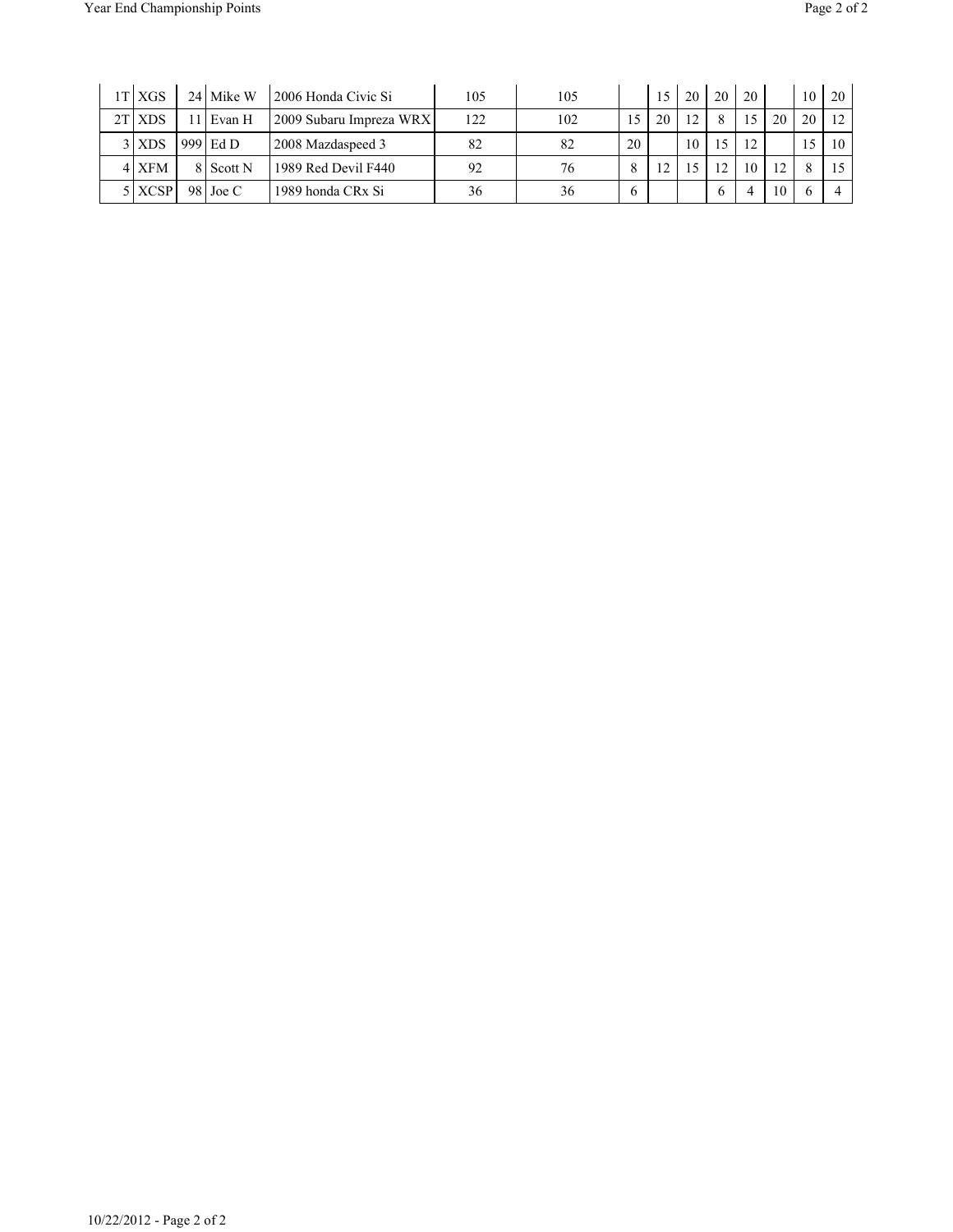| | | | | | | | | | | | | | | |
|---|---|---|---|---|---|---|---|---|---|---|---|---|---|---|
| 1T | XGS | 24 | Mike W | 2006 Honda Civic Si | 105 | 105 | | 15 | 20 | 20 | 20 | | 10 | 20 |
| 2T | XDS | 11 | Evan H | 2009 Subaru Impreza WRX | 122 | 102 | 15 | 20 | 12 | 8 | 15 | 20 | 20 | 12 |
| 3 | XDS | 999 | Ed D | 2008 Mazdaspeed 3 | 82 | 82 | 20 | | 10 | 15 | 12 | | 15 | 10 |
| 4 | XFM | 8 | Scott N | 1989 Red Devil F440 | 92 | 76 | 8 | 12 | 15 | 12 | 10 | 12 | 8 | 15 |
| 5 | XCSP | 98 | Joe C | 1989 honda CRx Si | 36 | 36 | 6 | | | 6 | 4 | 10 | 6 | 4 |